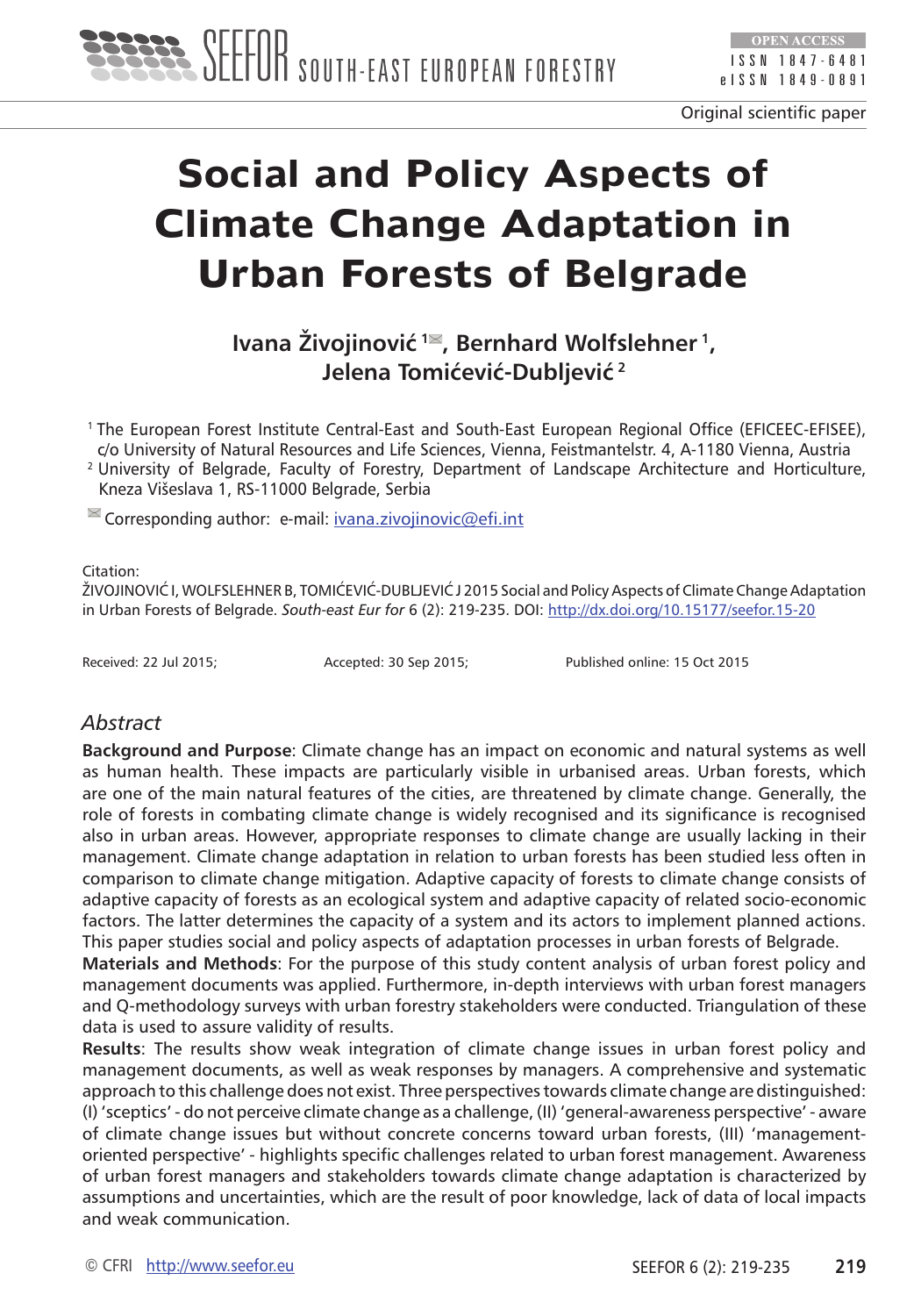Original scientific paper

# Social and Policy Aspects of Climate Change Adaptation in Urban Forests of Belgrade

**Ivana Živojinović [1], Bernhard Wolfslehner [1], Jelena Tomićević-Dubljević [2]**

[1] The European Forest Institute Central-East and South-East European Regional Office (EFICEEC-EFISEE), c/o University of Natural Resources and Life Sciences, Vienna, Feistmantelstr. 4, A-1180 Vienna, Austria

[2] University of Belgrade, Faculty of Forestry, Department of Landscape Architecture and Horticulture, Kneza Višeslava 1, RS-11000 Belgrade, Serbia

Corresponding author: e-mail: ivana.zivojinovic@efi.int

Citation:
ŽIVOJINOVIĆ I, WOLFSLEHNER B, TOMIĆEVIĆ-DUBLJEVIĆ J 2015 Social and Policy Aspects of Climate Change Adaptation in Urban Forests of Belgrade. *South-east Eur for* 6 (2): 219-235. DOI: http://dx.doi.org/10.15177/seefor.15-20

Received: 22 Jul 2015; Accepted: 30 Sep 2015; Published online: 15 Oct 2015

## *Abstract*

**Background and Purpose**: Climate change has an impact on economic and natural systems as well as human health. These impacts are particularly visible in urbanised areas. Urban forests, which are one of the main natural features of the cities, are threatened by climate change. Generally, the role of forests in combating climate change is widely recognised and its significance is recognised also in urban areas. However, appropriate responses to climate change are usually lacking in their management. Climate change adaptation in relation to urban forests has been studied less often in comparison to climate change mitigation. Adaptive capacity of forests to climate change consists of adaptive capacity of forests as an ecological system and adaptive capacity of related socio-economic factors. The latter determines the capacity of a system and its actors to implement planned actions. This paper studies social and policy aspects of adaptation processes in urban forests of Belgrade.

**Materials and Methods**: For the purpose of this study content analysis of urban forest policy and management documents was applied. Furthermore, in-depth interviews with urban forest managers and Q-methodology surveys with urban forestry stakeholders were conducted. Triangulation of these data is used to assure validity of results.

**Results**: The results show weak integration of climate change issues in urban forest policy and management documents, as well as weak responses by managers. A comprehensive and systematic approach to this challenge does not exist. Three perspectives towards climate change are distinguished: (I) 'sceptics' - do not perceive climate change as a challenge, (II) 'general-awareness perspective' - aware of climate change issues but without concrete concerns toward urban forests, (III) 'management-oriented perspective' - highlights specific challenges related to urban forest management. Awareness of urban forest managers and stakeholders towards climate change adaptation is characterized by assumptions and uncertainties, which are the result of poor knowledge, lack of data of local impacts and weak communication.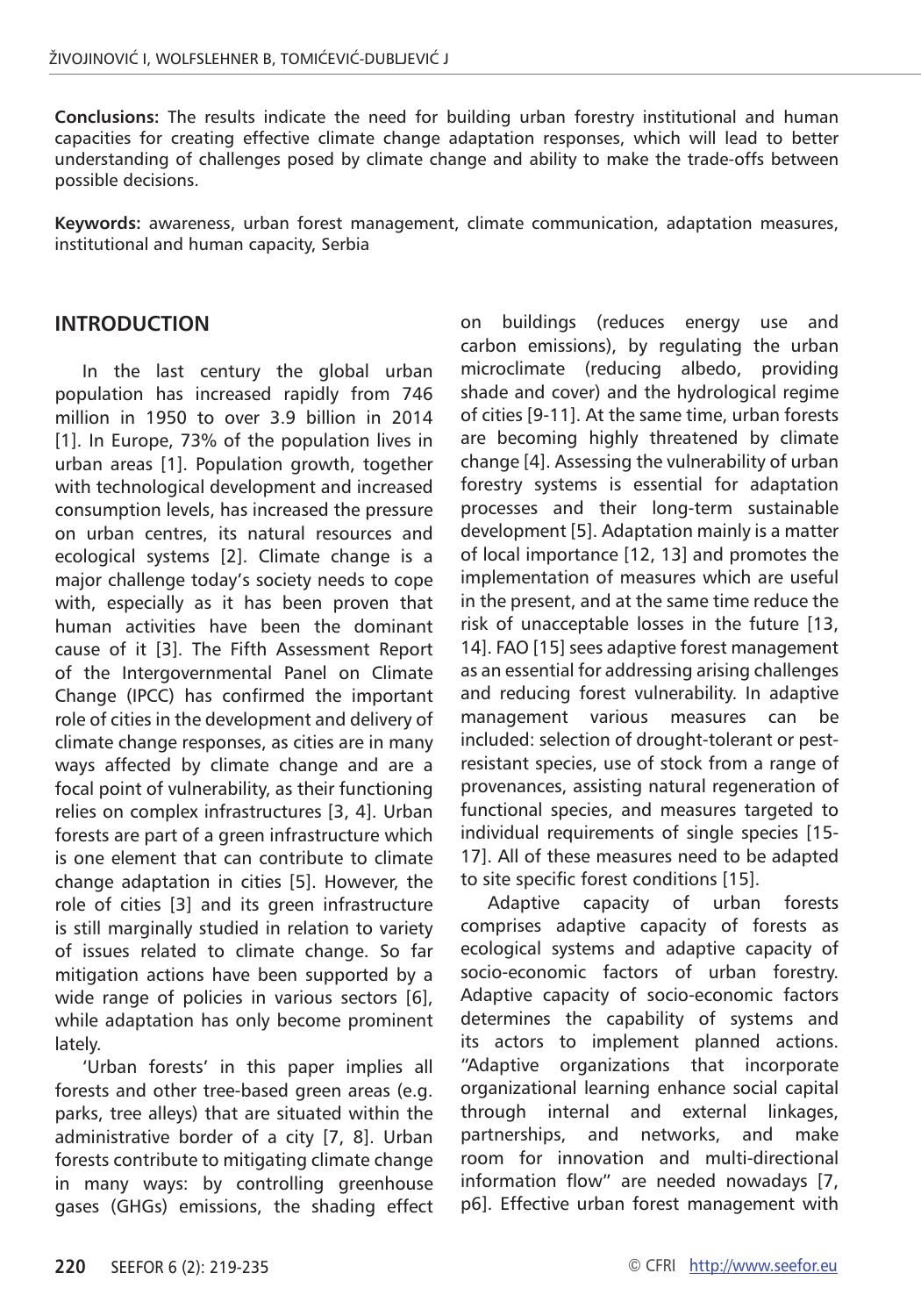**Conclusions:** The results indicate the need for building urban forestry institutional and human capacities for creating effective climate change adaptation responses, which will lead to better understanding of challenges posed by climate change and ability to make the trade-offs between possible decisions.

**Keywords:** awareness, urban forest management, climate communication, adaptation measures, institutional and human capacity, Serbia

## INTRODUCTION

In the last century the global urban population has increased rapidly from 746 million in 1950 to over 3.9 billion in 2014 [1]. In Europe, 73% of the population lives in urban areas [1]. Population growth, together with technological development and increased consumption levels, has increased the pressure on urban centres, its natural resources and ecological systems [2]. Climate change is a major challenge today's society needs to cope with, especially as it has been proven that human activities have been the dominant cause of it [3]. The Fifth Assessment Report of the Intergovernmental Panel on Climate Change (IPCC) has confirmed the important role of cities in the development and delivery of climate change responses, as cities are in many ways affected by climate change and are a focal point of vulnerability, as their functioning relies on complex infrastructures [3, 4]. Urban forests are part of a green infrastructure which is one element that can contribute to climate change adaptation in cities [5]. However, the role of cities [3] and its green infrastructure is still marginally studied in relation to variety of issues related to climate change. So far mitigation actions have been supported by a wide range of policies in various sectors [6], while adaptation has only become prominent lately.

'Urban forests' in this paper implies all forests and other tree-based green areas (e.g. parks, tree alleys) that are situated within the administrative border of a city [7, 8]. Urban forests contribute to mitigating climate change in many ways: by controlling greenhouse gases (GHGs) emissions, the shading effect on buildings (reduces energy use and carbon emissions), by regulating the urban microclimate (reducing albedo, providing shade and cover) and the hydrological regime of cities [9-11]. At the same time, urban forests are becoming highly threatened by climate change [4]. Assessing the vulnerability of urban forestry systems is essential for adaptation processes and their long-term sustainable development [5]. Adaptation mainly is a matter of local importance [12, 13] and promotes the implementation of measures which are useful in the present, and at the same time reduce the risk of unacceptable losses in the future [13, 14]. FAO [15] sees adaptive forest management as an essential for addressing arising challenges and reducing forest vulnerability. In adaptive management various measures can be included: selection of drought-tolerant or pest-resistant species, use of stock from a range of provenances, assisting natural regeneration of functional species, and measures targeted to individual requirements of single species [15-17]. All of these measures need to be adapted to site specific forest conditions [15].

Adaptive capacity of urban forests comprises adaptive capacity of forests as ecological systems and adaptive capacity of socio-economic factors of urban forestry. Adaptive capacity of socio-economic factors determines the capability of systems and its actors to implement planned actions. "Adaptive organizations that incorporate organizational learning enhance social capital through internal and external linkages, partnerships, and networks, and make room for innovation and multi-directional information flow" are needed nowadays [7, p6]. Effective urban forest management with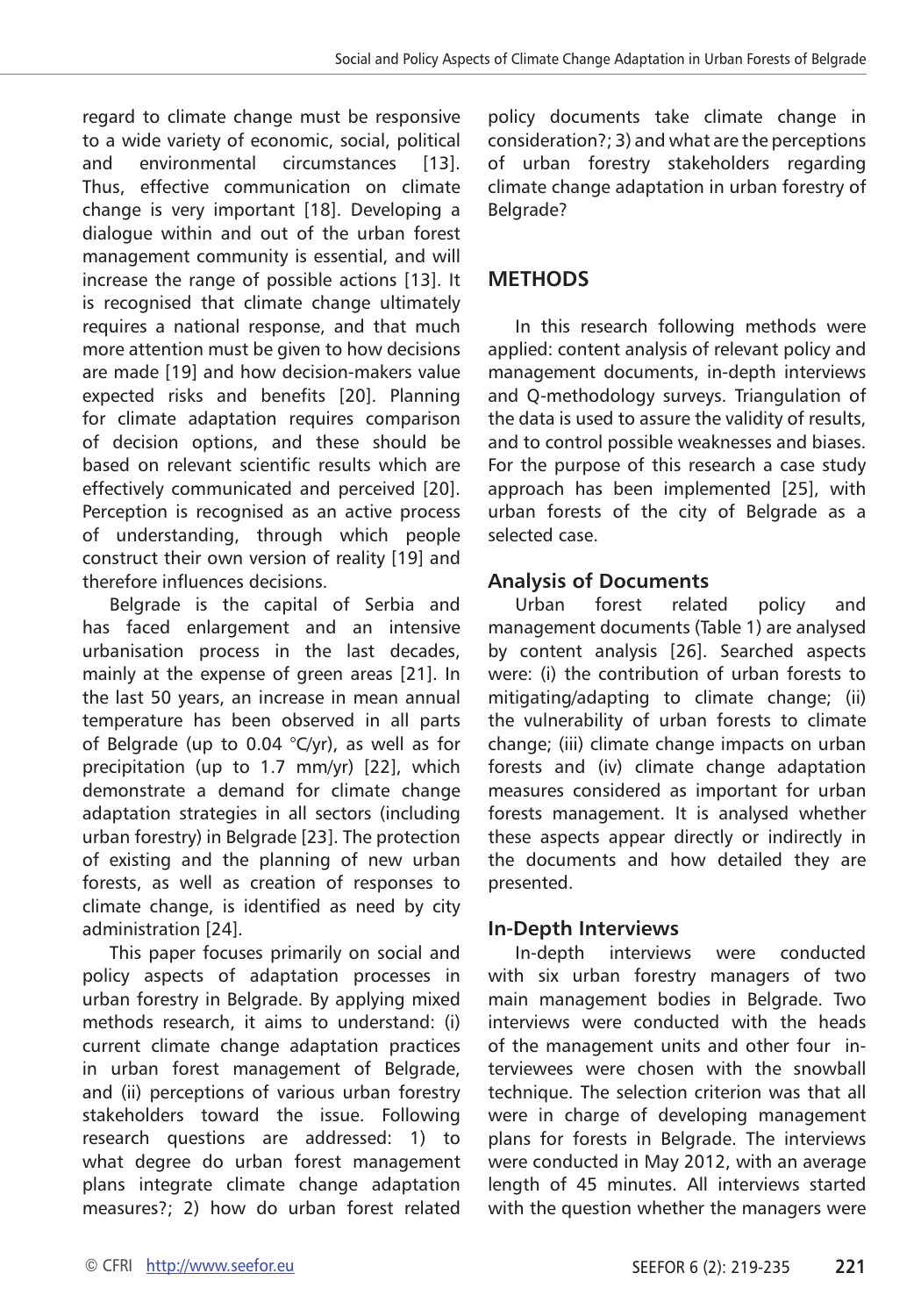regard to climate change must be responsive to a wide variety of economic, social, political and environmental circumstances [13]. Thus, effective communication on climate change is very important [18]. Developing a dialogue within and out of the urban forest management community is essential, and will increase the range of possible actions [13]. It is recognised that climate change ultimately requires a national response, and that much more attention must be given to how decisions are made [19] and how decision-makers value expected risks and benefits [20]. Planning for climate adaptation requires comparison of decision options, and these should be based on relevant scientific results which are effectively communicated and perceived [20]. Perception is recognised as an active process of understanding, through which people construct their own version of reality [19] and therefore influences decisions.

Belgrade is the capital of Serbia and has faced enlargement and an intensive urbanisation process in the last decades, mainly at the expense of green areas [21]. In the last 50 years, an increase in mean annual temperature has been observed in all parts of Belgrade (up to 0.04 °C/yr), as well as for precipitation (up to 1.7 mm/yr) [22], which demonstrate a demand for climate change adaptation strategies in all sectors (including urban forestry) in Belgrade [23]. The protection of existing and the planning of new urban forests, as well as creation of responses to climate change, is identified as need by city administration [24].

This paper focuses primarily on social and policy aspects of adaptation processes in urban forestry in Belgrade. By applying mixed methods research, it aims to understand: (i) current climate change adaptation practices in urban forest management of Belgrade, and (ii) perceptions of various urban forestry stakeholders toward the issue. Following research questions are addressed: 1) to what degree do urban forest management plans integrate climate change adaptation measures?; 2) how do urban forest related policy documents take climate change in consideration?; 3) and what are the perceptions of urban forestry stakeholders regarding climate change adaptation in urban forestry of Belgrade?

## METHODS

In this research following methods were applied: content analysis of relevant policy and management documents, in-depth interviews and Q-methodology surveys. Triangulation of the data is used to assure the validity of results, and to control possible weaknesses and biases. For the purpose of this research a case study approach has been implemented [25], with urban forests of the city of Belgrade as a selected case.

### Analysis of Documents

Urban forest related policy and management documents (Table 1) are analysed by content analysis [26]. Searched aspects were: (i) the contribution of urban forests to mitigating/adapting to climate change; (ii) the vulnerability of urban forests to climate change; (iii) climate change impacts on urban forests and (iv) climate change adaptation measures considered as important for urban forests management. It is analysed whether these aspects appear directly or indirectly in the documents and how detailed they are presented.

### In-Depth Interviews

In-depth interviews were conducted with six urban forestry managers of two main management bodies in Belgrade. Two interviews were conducted with the heads of the management units and other four interviewees were chosen with the snowball technique. The selection criterion was that all were in charge of developing management plans for forests in Belgrade. The interviews were conducted in May 2012, with an average length of 45 minutes. All interviews started with the question whether the managers were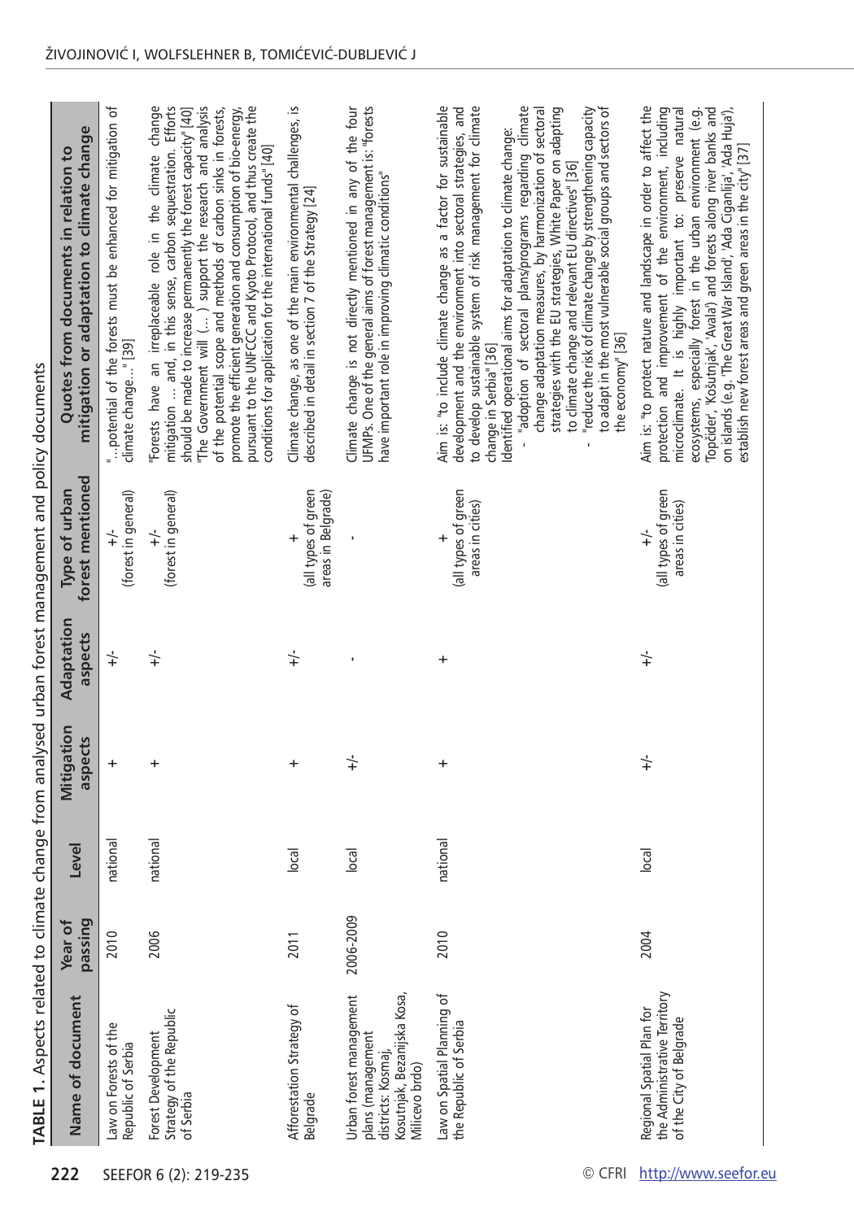**TABLE 1.** Aspects related to climate change from analysed urban forest management and policy documents

| Name of document | Year of passing | Level | Mitigation aspects | Adaptation aspects | Type of urban forest mentioned | Quotes from documents in relation to mitigation or adaptation to climate change |
|---|---|---|---|---|---|---|
| Law on Forests of the Republic of Serbia | 2010 | national | + | +/- | +/- (forest in general) | "...potential of the forests must be enhanced for mitigation of climate change..." [39] |
| Forest Development Strategy of the Republic of Serbia | 2006 | national | + | +/- | +/- (forest in general) | "Forests have an irreplaceable role in the climate change mitigation ... and, in this sense, carbon sequestration. Efforts should be made to increase permanently the forest capacity" [40] "The Government will (...) support the research and analysis of the potential scope and methods of carbon sinks in forests, promote the efficient generation and consumption of bio-energy, pursuant to the UNFCCC and Kyoto Protocol, and thus create the conditions for application for the international funds" [40] |
| Afforestation Strategy of Belgrade | 2011 | local | + | +/- | + (all types of green areas in Belgrade) | Climate change, as one of the main environmental challenges, is described in detail in section 7 of the Strategy [24] |
| Urban forest management plans (management districts: Kosmaj, Kosutnjak, Bezanijska Kosa, Milicevo brdo) | 2006-2009 | local | +/- | - | - | Climate change is not directly mentioned in any of the four UFMPs. One of the general aims of forest management is: "forests have important role in improving climatic conditions" |
| Law on Spatial Planning of the Republic of Serbia | 2010 | national | + | + | + (all types of green areas in cities) | Aim is: "to include climate change as a factor for sustainable development and the environment into sectoral strategies, and to develop sustainable system of risk management for climate change in Serbia" [36] Identified operational aims for adaptation to climate change: - "adoption of sectoral plans/programs regarding climate change adaptation measures, by harmonization of sectoral strategies with the EU strategies, White Paper on adapting to climate change and relevant EU directives" [36] - "reduce the risk of climate change by strengthening capacity to adapt in the most vulnerable social groups and sectors of the economy" [36] |
| Regional Spatial Plan for the Administrative Territory of the City of Belgrade | 2004 | local | +/- | +/- | +/- (all types of green areas in cities) | Aim is: "to protect nature and landscape in order to affect the protection and improvement of the environment, including microclimate. It is highly important to: preserve natural ecosystems, especially forest in the urban environment (e.g. 'Topčider', 'Košutnjak', 'Avala') and forests along river banks and on islands (e.g. 'The Great War Island', 'Ada Ciganlija', 'Ada Huja'), establish new forest areas and green areas in the city" [37] |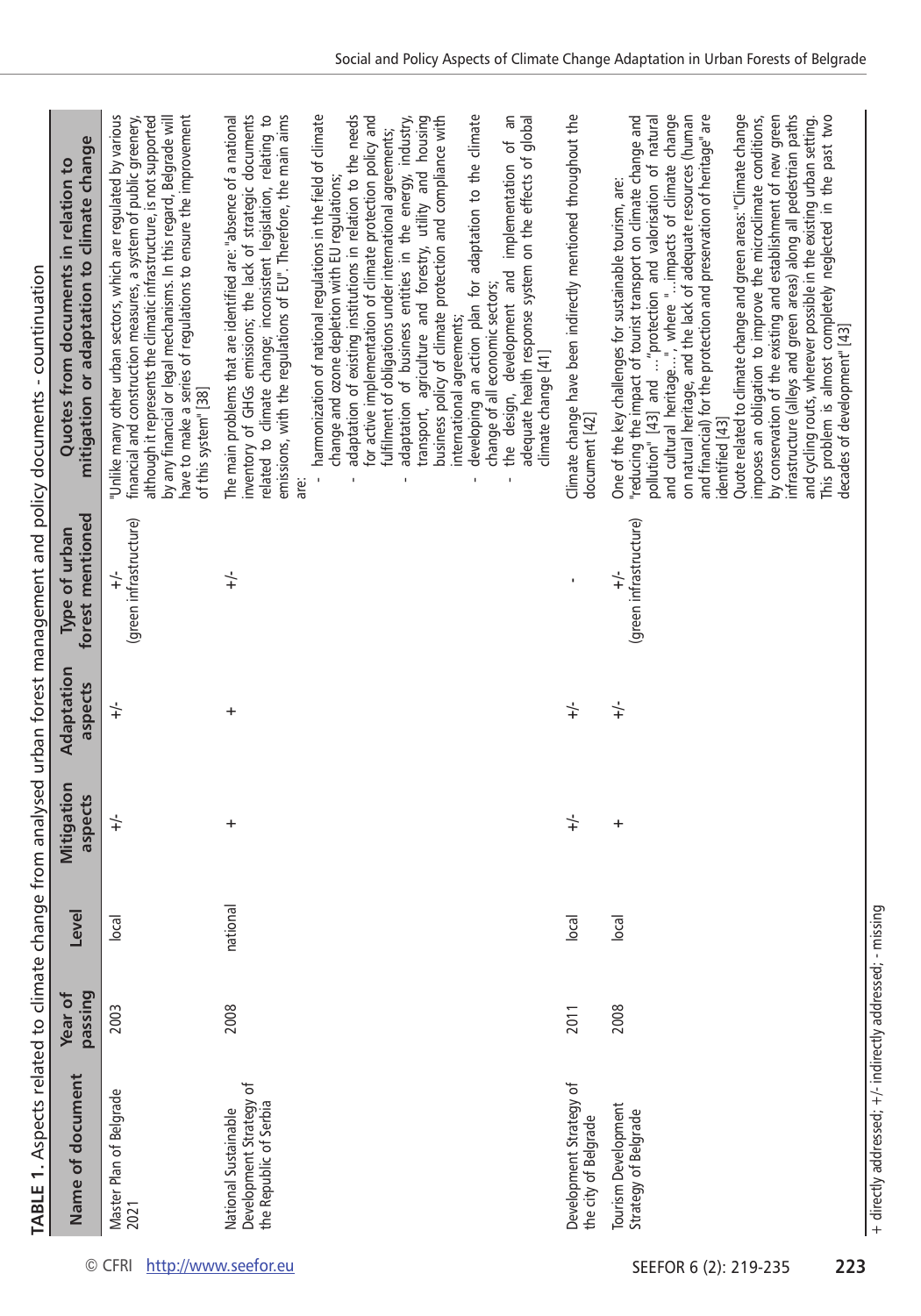**TABLE 1.** Aspects related to climate change from analysed urban forest management and policy documents - continuation

| Name of document | Year of passing | Level | Mitigation aspects | Adaptation aspects | Type of urban forest mentioned | Quotes from documents in relation to mitigation or adaptation to climate change |
|---|---|---|---|---|---|---|
| Master Plan of Belgrade 2021 | 2003 | local | +/- | +/- | +/- (green infrastructure) | "Unlike many other urban sectors, which are regulated by various financial and construction measures, a system of public greenery, although it represents the climatic infrastructure, is not supported by any financial or legal mechanisms. In this regard, Belgrade will have to make a series of regulations to ensure the improvement of this system" [38] |
| National Sustainable Development Strategy of the Republic of Serbia | 2008 | national | + | + | +/- | The main problems that are identified are: "absence of a national inventory of GHGs emissions; the lack of strategic documents related to climate change; inconsistent legislation, relating to emissions, with the regulations of EU". Therefore, the main aims are:<br>- harmonization of national regulations in the field of climate change and ozone depletion with EU regulations;<br>- adaptation of existing institutions in relation to the needs for active implementation of climate protection policy and fulfilment of obligations under international agreements;<br>- adaptation of business entities in the energy, industry, transport, agriculture and forestry, utility and housing business policy of climate protection and compliance with international agreements;<br>- developing an action plan for adaptation to the climate change of all economic sectors;<br>- the design, development and implementation of an adequate health response system on the effects of global climate change [41] |
| Development Strategy of the city of Belgrade | 2011 | local | +/- | +/- | - | Climate change have been indirectly mentioned throughout the document [42] |
| Tourism Development Strategy of Belgrade | 2008 | local | + | +/- | +/- (green infrastructure) | One of the key challenges for sustainable tourism, are: "reducing the impact of tourist transport on climate change and pollution" [43] and ..."protection and valorisation of natural and cultural heritage...", where "...impacts of climate change on natural heritage, and the lack of adequate resources (human and financial) for the protection and preservation of heritage" are identified [43]<br>Quote related to climate change and green areas: "Climate change imposes an obligation to improve the microclimate conditions, by conservation of the existing and establishment of new green infrastructure (alleys and green areas) along all pedestrian paths and cycling routs, wherever possible in the existing urban setting. This problem is almost completely neglected in the past two decades of development" [43] |

+ directly addressed; +/- indirectly addressed; - missing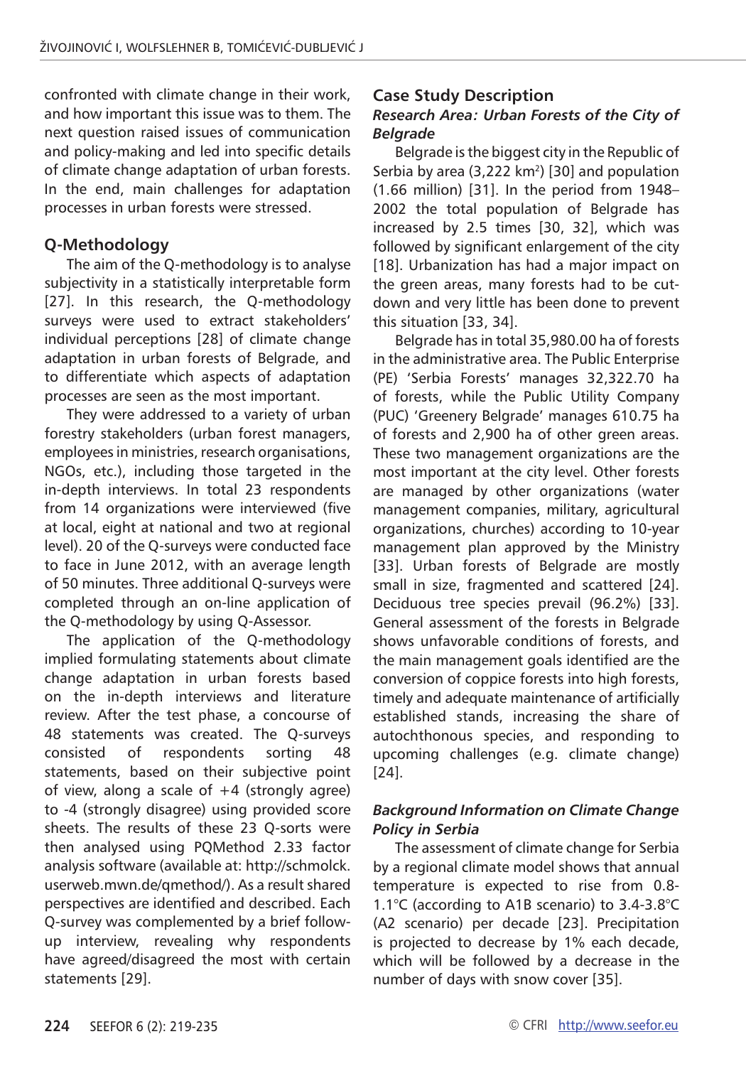confronted with climate change in their work, and how important this issue was to them. The next question raised issues of communication and policy-making and led into specific details of climate change adaptation of urban forests. In the end, main challenges for adaptation processes in urban forests were stressed.

## Q-Methodology

The aim of the Q-methodology is to analyse subjectivity in a statistically interpretable form [27]. In this research, the Q-methodology surveys were used to extract stakeholders' individual perceptions [28] of climate change adaptation in urban forests of Belgrade, and to differentiate which aspects of adaptation processes are seen as the most important.

They were addressed to a variety of urban forestry stakeholders (urban forest managers, employees in ministries, research organisations, NGOs, etc.), including those targeted in the in-depth interviews. In total 23 respondents from 14 organizations were interviewed (five at local, eight at national and two at regional level). 20 of the Q-surveys were conducted face to face in June 2012, with an average length of 50 minutes. Three additional Q-surveys were completed through an on-line application of the Q-methodology by using Q-Assessor.

The application of the Q-methodology implied formulating statements about climate change adaptation in urban forests based on the in-depth interviews and literature review. After the test phase, a concourse of 48 statements was created. The Q-surveys consisted of respondents sorting 48 statements, based on their subjective point of view, along a scale of +4 (strongly agree) to -4 (strongly disagree) using provided score sheets. The results of these 23 Q-sorts were then analysed using PQMethod 2.33 factor analysis software (available at: http://schmolck.userweb.mwn.de/qmethod/). As a result shared perspectives are identified and described. Each Q-survey was complemented by a brief follow-up interview, revealing why respondents have agreed/disagreed the most with certain statements [29].

## Case Study Description

### *Research Area: Urban Forests of the City of Belgrade*

Belgrade is the biggest city in the Republic of Serbia by area (3,222 km$^2$) [30] and population (1.66 million) [31]. In the period from 1948–2002 the total population of Belgrade has increased by 2.5 times [30, 32], which was followed by significant enlargement of the city [18]. Urbanization has had a major impact on the green areas, many forests had to be cut-down and very little has been done to prevent this situation [33, 34].

Belgrade has in total 35,980.00 ha of forests in the administrative area. The Public Enterprise (PE) 'Serbia Forests' manages 32,322.70 ha of forests, while the Public Utility Company (PUC) 'Greenery Belgrade' manages 610.75 ha of forests and 2,900 ha of other green areas. These two management organizations are the most important at the city level. Other forests are managed by other organizations (water management companies, military, agricultural organizations, churches) according to 10-year management plan approved by the Ministry [33]. Urban forests of Belgrade are mostly small in size, fragmented and scattered [24]. Deciduous tree species prevail (96.2%) [33]. General assessment of the forests in Belgrade shows unfavorable conditions of forests, and the main management goals identified are the conversion of coppice forests into high forests, timely and adequate maintenance of artificially established stands, increasing the share of autochthonous species, and responding to upcoming challenges (e.g. climate change) [24].

### *Background Information on Climate Change Policy in Serbia*

The assessment of climate change for Serbia by a regional climate model shows that annual temperature is expected to rise from 0.8-1.1°C (according to A1B scenario) to 3.4-3.8°C (A2 scenario) per decade [23]. Precipitation is projected to decrease by 1% each decade, which will be followed by a decrease in the number of days with snow cover [35].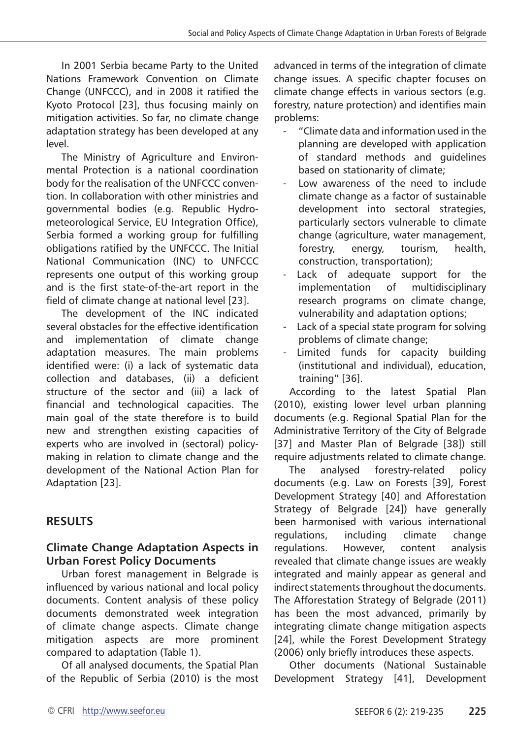In 2001 Serbia became Party to the United Nations Framework Convention on Climate Change (UNFCCC), and in 2008 it ratified the Kyoto Protocol [23], thus focusing mainly on mitigation activities. So far, no climate change adaptation strategy has been developed at any level.

The Ministry of Agriculture and Environmental Protection is a national coordination body for the realisation of the UNFCCC convention. In collaboration with other ministries and governmental bodies (e.g. Republic Hydrometeorological Service, EU Integration Office), Serbia formed a working group for fulfilling obligations ratified by the UNFCCC. The Initial National Communication (INC) to UNFCCC represents one output of this working group and is the first state-of-the-art report in the field of climate change at national level [23].

The development of the INC indicated several obstacles for the effective identification and implementation of climate change adaptation measures. The main problems identified were: (i) a lack of systematic data collection and databases, (ii) a deficient structure of the sector and (iii) a lack of financial and technological capacities. The main goal of the state therefore is to build new and strengthen existing capacities of experts who are involved in (sectoral) policy-making in relation to climate change and the development of the National Action Plan for Adaptation [23].

## RESULTS

### Climate Change Adaptation Aspects in Urban Forest Policy Documents

Urban forest management in Belgrade is influenced by various national and local policy documents. Content analysis of these policy documents demonstrated week integration of climate change aspects. Climate change mitigation aspects are more prominent compared to adaptation (Table 1).

Of all analysed documents, the Spatial Plan of the Republic of Serbia (2010) is the most advanced in terms of the integration of climate change issues. A specific chapter focuses on climate change effects in various sectors (e.g. forestry, nature protection) and identifies main problems:

- "Climate data and information used in the planning are developed with application of standard methods and guidelines based on stationarity of climate;
- Low awareness of the need to include climate change as a factor of sustainable development into sectoral strategies, particularly sectors vulnerable to climate change (agriculture, water management, forestry, energy, tourism, health, construction, transportation);
- Lack of adequate support for the implementation of multidisciplinary research programs on climate change, vulnerability and adaptation options;
- Lack of a special state program for solving problems of climate change;
- Limited funds for capacity building (institutional and individual), education, training" [36].

According to the latest Spatial Plan (2010), existing lower level urban planning documents (e.g. Regional Spatial Plan for the Administrative Territory of the City of Belgrade [37] and Master Plan of Belgrade [38]) still require adjustments related to climate change.

The analysed forestry-related policy documents (e.g. Law on Forests [39], Forest Development Strategy [40] and Afforestation Strategy of Belgrade [24]) have generally been harmonised with various international regulations, including climate change regulations. However, content analysis revealed that climate change issues are weakly integrated and mainly appear as general and indirect statements throughout the documents. The Afforestation Strategy of Belgrade (2011) has been the most advanced, primarily by integrating climate change mitigation aspects [24], while the Forest Development Strategy (2006) only briefly introduces these aspects.

Other documents (National Sustainable Development Strategy [41], Development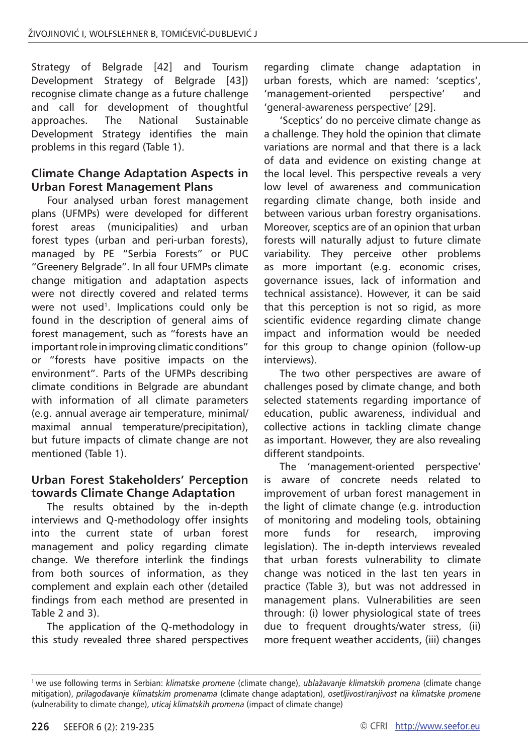Strategy of Belgrade [42] and Tourism Development Strategy of Belgrade [43]) recognise climate change as a future challenge and call for development of thoughtful approaches. The National Sustainable Development Strategy identifies the main problems in this regard (Table 1).

## Climate Change Adaptation Aspects in Urban Forest Management Plans

Four analysed urban forest management plans (UFMPs) were developed for different forest areas (municipalities) and urban forest types (urban and peri-urban forests), managed by PE "Serbia Forests" or PUC "Greenery Belgrade". In all four UFMPs climate change mitigation and adaptation aspects were not directly covered and related terms were not used[1]. Implications could only be found in the description of general aims of forest management, such as "forests have an important role in improving climatic conditions" or "forests have positive impacts on the environment". Parts of the UFMPs describing climate conditions in Belgrade are abundant with information of all climate parameters (e.g. annual average air temperature, minimal/maximal annual temperature/precipitation), but future impacts of climate change are not mentioned (Table 1).

## Urban Forest Stakeholders' Perception towards Climate Change Adaptation

The results obtained by the in-depth interviews and Q-methodology offer insights into the current state of urban forest management and policy regarding climate change. We therefore interlink the findings from both sources of information, as they complement and explain each other (detailed findings from each method are presented in Table 2 and 3).

The application of the Q-methodology in this study revealed three shared perspectives regarding climate change adaptation in urban forests, which are named: 'sceptics', 'management-oriented perspective' and 'general-awareness perspective' [29].

'Sceptics' do no perceive climate change as a challenge. They hold the opinion that climate variations are normal and that there is a lack of data and evidence on existing change at the local level. This perspective reveals a very low level of awareness and communication regarding climate change, both inside and between various urban forestry organisations. Moreover, sceptics are of an opinion that urban forests will naturally adjust to future climate variability. They perceive other problems as more important (e.g. economic crises, governance issues, lack of information and technical assistance). However, it can be said that this perception is not so rigid, as more scientific evidence regarding climate change impact and information would be needed for this group to change opinion (follow-up interviews).

The two other perspectives are aware of challenges posed by climate change, and both selected statements regarding importance of education, public awareness, individual and collective actions in tackling climate change as important. However, they are also revealing different standpoints.

The 'management-oriented perspective' is aware of concrete needs related to improvement of urban forest management in the light of climate change (e.g. introduction of monitoring and modeling tools, obtaining more funds for research, improving legislation). The in-depth interviews revealed that urban forests vulnerability to climate change was noticed in the last ten years in practice (Table 3), but was not addressed in management plans. Vulnerabilities are seen through: (i) lower physiological state of trees due to frequent droughts/water stress, (ii) more frequent weather accidents, (iii) changes

[1] we use following terms in Serbian: *klimatske promene* (climate change), *ublažavanje klimatskih promena* (climate change mitigation), *prilagođavanje klimatskim promenama* (climate change adaptation), *osetljivost/ranjivost na klimatske promene* (vulnerability to climate change), *uticaj klimatskih promena* (impact of climate change)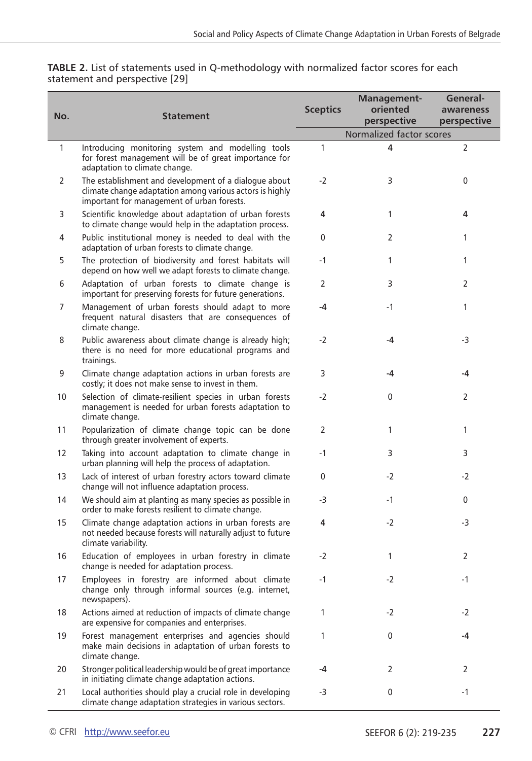**TABLE 2.** List of statements used in Q-methodology with normalized factor scores for each statement and perspective [29]

| No. | Statement | Sceptics | Management-oriented perspective | General-awareness perspective |
|---|---|---|---|---|
| | | Normalized factor scores | | |
| 1 | Introducing monitoring system and modelling tools for forest management will be of great importance for adaptation to climate change. | 1 | 4 | 2 |
| 2 | The establishment and development of a dialogue about climate change adaptation among various actors is highly important for management of urban forests. | -2 | 3 | 0 |
| 3 | Scientific knowledge about adaptation of urban forests to climate change would help in the adaptation process. | 4 | 1 | 4 |
| 4 | Public institutional money is needed to deal with the adaptation of urban forests to climate change. | 0 | 2 | 1 |
| 5 | The protection of biodiversity and forest habitats will depend on how well we adapt forests to climate change. | -1 | 1 | 1 |
| 6 | Adaptation of urban forests to climate change is important for preserving forests for future generations. | 2 | 3 | 2 |
| 7 | Management of urban forests should adapt to more frequent natural disasters that are consequences of climate change. | -4 | -1 | 1 |
| 8 | Public awareness about climate change is already high; there is no need for more educational programs and trainings. | -2 | -4 | -3 |
| 9 | Climate change adaptation actions in urban forests are costly; it does not make sense to invest in them. | 3 | -4 | -4 |
| 10 | Selection of climate-resilient species in urban forests management is needed for urban forests adaptation to climate change. | -2 | 0 | 2 |
| 11 | Popularization of climate change topic can be done through greater involvement of experts. | 2 | 1 | 1 |
| 12 | Taking into account adaptation to climate change in urban planning will help the process of adaptation. | -1 | 3 | 3 |
| 13 | Lack of interest of urban forestry actors toward climate change will not influence adaptation process. | 0 | -2 | -2 |
| 14 | We should aim at planting as many species as possible in order to make forests resilient to climate change. | -3 | -1 | 0 |
| 15 | Climate change adaptation actions in urban forests are not needed because forests will naturally adjust to future climate variability. | 4 | -2 | -3 |
| 16 | Education of employees in urban forestry in climate change is needed for adaptation process. | -2 | 1 | 2 |
| 17 | Employees in forestry are informed about climate change only through informal sources (e.g. internet, newspapers). | -1 | -2 | -1 |
| 18 | Actions aimed at reduction of impacts of climate change are expensive for companies and enterprises. | 1 | -2 | -2 |
| 19 | Forest management enterprises and agencies should make main decisions in adaptation of urban forests to climate change. | 1 | 0 | -4 |
| 20 | Stronger political leadership would be of great importance in initiating climate change adaptation actions. | -4 | 2 | 2 |
| 21 | Local authorities should play a crucial role in developing climate change adaptation strategies in various sectors. | -3 | 0 | -1 |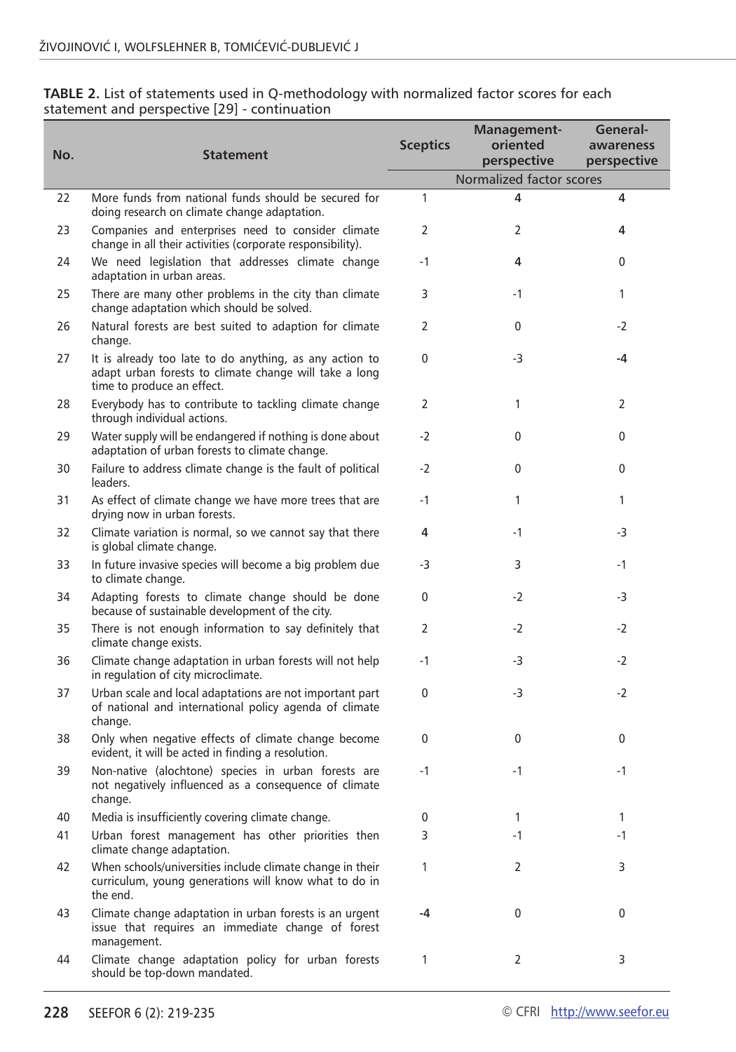**TABLE 2.** List of statements used in Q-methodology with normalized factor scores for each statement and perspective [29] - continuation

| No. | Statement | Sceptics | Management-oriented perspective | General-awareness perspective |
|---|---|---|---|---|
| | | Normalized factor scores | | |
| 22 | More funds from national funds should be secured for doing research on climate change adaptation. | 1 | **4** | **4** |
| 23 | Companies and enterprises need to consider climate change in all their activities (corporate responsibility). | 2 | 2 | **4** |
| 24 | We need legislation that addresses climate change adaptation in urban areas. | -1 | **4** | 0 |
| 25 | There are many other problems in the city than climate change adaptation which should be solved. | 3 | -1 | 1 |
| 26 | Natural forests are best suited to adaption for climate change. | 2 | 0 | -2 |
| 27 | It is already too late to do anything, as any action to adapt urban forests to climate change will take a long time to produce an effect. | 0 | -3 | **-4** |
| 28 | Everybody has to contribute to tackling climate change through individual actions. | 2 | 1 | 2 |
| 29 | Water supply will be endangered if nothing is done about adaptation of urban forests to climate change. | -2 | 0 | 0 |
| 30 | Failure to address climate change is the fault of political leaders. | -2 | 0 | 0 |
| 31 | As effect of climate change we have more trees that are drying now in urban forests. | -1 | 1 | 1 |
| 32 | Climate variation is normal, so we cannot say that there is global climate change. | **4** | -1 | -3 |
| 33 | In future invasive species will become a big problem due to climate change. | -3 | 3 | -1 |
| 34 | Adapting forests to climate change should be done because of sustainable development of the city. | 0 | -2 | -3 |
| 35 | There is not enough information to say definitely that climate change exists. | 2 | -2 | -2 |
| 36 | Climate change adaptation in urban forests will not help in regulation of city microclimate. | -1 | -3 | -2 |
| 37 | Urban scale and local adaptations are not important part of national and international policy agenda of climate change. | 0 | -3 | -2 |
| 38 | Only when negative effects of climate change become evident, it will be acted in finding a resolution. | 0 | 0 | 0 |
| 39 | Non-native (alochtone) species in urban forests are not negatively influenced as a consequence of climate change. | -1 | -1 | -1 |
| 40 | Media is insufficiently covering climate change. | 0 | 1 | 1 |
| 41 | Urban forest management has other priorities then climate change adaptation. | 3 | -1 | -1 |
| 42 | When schools/universities include climate change in their curriculum, young generations will know what to do in the end. | 1 | 2 | 3 |
| 43 | Climate change adaptation in urban forests is an urgent issue that requires an immediate change of forest management. | **-4** | 0 | 0 |
| 44 | Climate change adaptation policy for urban forests should be top-down mandated. | 1 | 2 | 3 |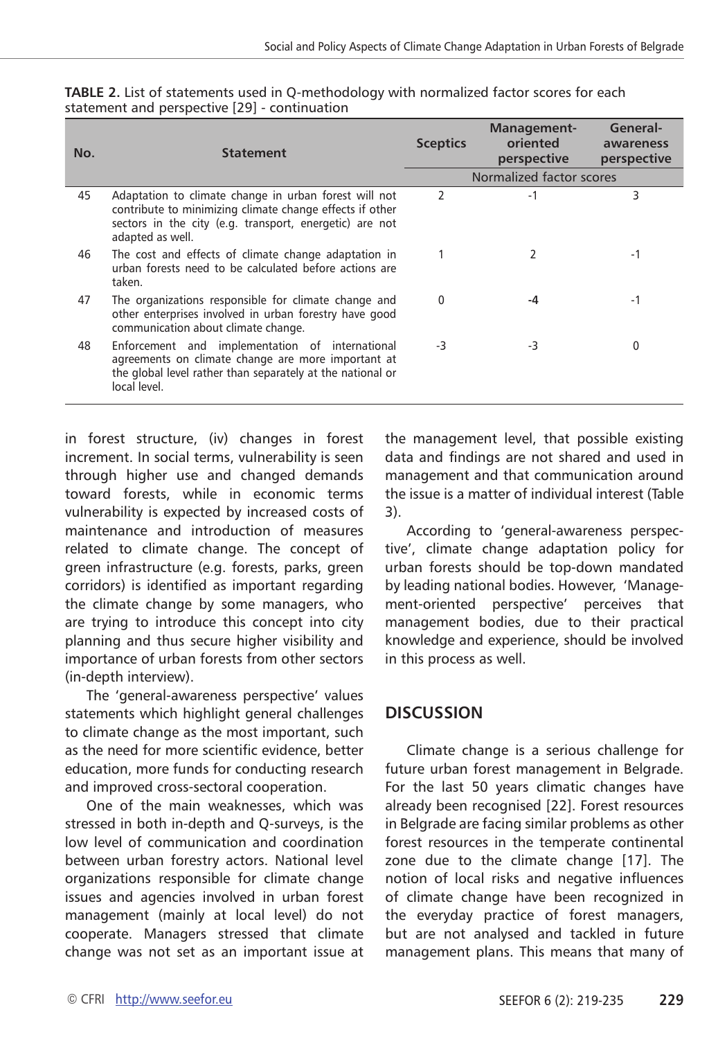**TABLE 2.** List of statements used in Q-methodology with normalized factor scores for each statement and perspective [29] - continuation

| No. | Statement | Sceptics | Management-oriented perspective | General-awareness perspective |
|---|---|---|---|---|
| | | Normalized factor scores | | |
| 45 | Adaptation to climate change in urban forest will not contribute to minimizing climate change effects if other sectors in the city (e.g. transport, energetic) are not adapted as well. | 2 | -1 | 3 |
| 46 | The cost and effects of climate change adaptation in urban forests need to be calculated before actions are taken. | 1 | 2 | -1 |
| 47 | The organizations responsible for climate change and other enterprises involved in urban forestry have good communication about climate change. | 0 | **-4** | -1 |
| 48 | Enforcement and implementation of international agreements on climate change are more important at the global level rather than separately at the national or local level. | -3 | -3 | 0 |

in forest structure, (iv) changes in forest increment. In social terms, vulnerability is seen through higher use and changed demands toward forests, while in economic terms vulnerability is expected by increased costs of maintenance and introduction of measures related to climate change. The concept of green infrastructure (e.g. forests, parks, green corridors) is identified as important regarding the climate change by some managers, who are trying to introduce this concept into city planning and thus secure higher visibility and importance of urban forests from other sectors (in-depth interview).

The 'general-awareness perspective' values statements which highlight general challenges to climate change as the most important, such as the need for more scientific evidence, better education, more funds for conducting research and improved cross-sectoral cooperation.

One of the main weaknesses, which was stressed in both in-depth and Q-surveys, is the low level of communication and coordination between urban forestry actors. National level organizations responsible for climate change issues and agencies involved in urban forest management (mainly at local level) do not cooperate. Managers stressed that climate change was not set as an important issue at the management level, that possible existing data and findings are not shared and used in management and that communication around the issue is a matter of individual interest (Table 3).

According to 'general-awareness perspective', climate change adaptation policy for urban forests should be top-down mandated by leading national bodies. However, 'Management-oriented perspective' perceives that management bodies, due to their practical knowledge and experience, should be involved in this process as well.

## DISCUSSION

Climate change is a serious challenge for future urban forest management in Belgrade. For the last 50 years climatic changes have already been recognised [22]. Forest resources in Belgrade are facing similar problems as other forest resources in the temperate continental zone due to the climate change [17]. The notion of local risks and negative influences of climate change have been recognized in the everyday practice of forest managers, but are not analysed and tackled in future management plans. This means that many of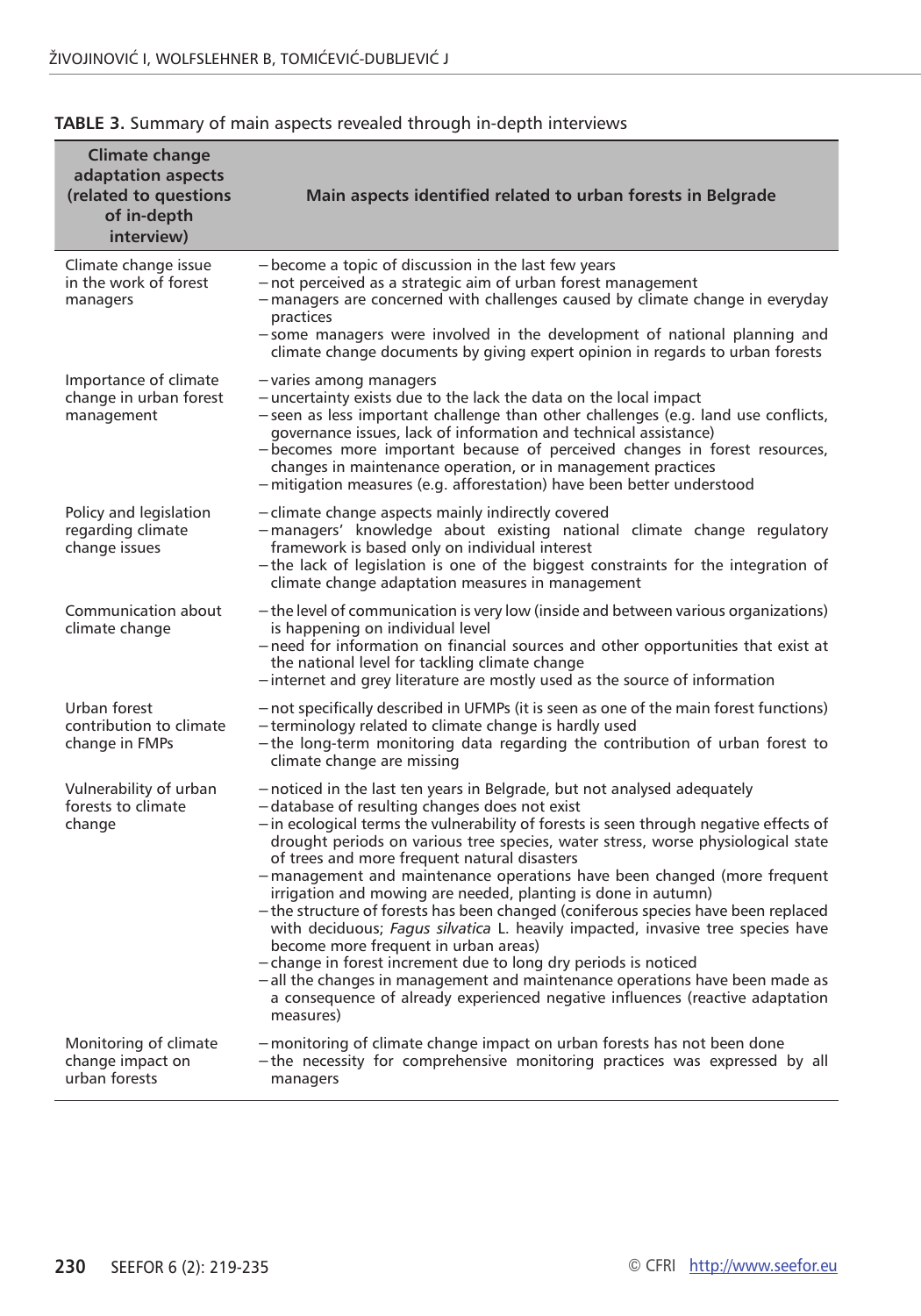**TABLE 3.** Summary of main aspects revealed through in-depth interviews

| Climate change adaptation aspects (related to questions of in-depth interview) | Main aspects identified related to urban forests in Belgrade |
|---|---|
| Climate change issue in the work of forest managers | – become a topic of discussion in the last few years<br>– not perceived as a strategic aim of urban forest management<br>– managers are concerned with challenges caused by climate change in everyday practices<br>– some managers were involved in the development of national planning and climate change documents by giving expert opinion in regards to urban forests |
| Importance of climate change in urban forest management | – varies among managers<br>– uncertainty exists due to the lack the data on the local impact<br>– seen as less important challenge than other challenges (e.g. land use conflicts, governance issues, lack of information and technical assistance)<br>– becomes more important because of perceived changes in forest resources, changes in maintenance operation, or in management practices<br>– mitigation measures (e.g. afforestation) have been better understood |
| Policy and legislation regarding climate change issues | – climate change aspects mainly indirectly covered<br>– managers' knowledge about existing national climate change regulatory framework is based only on individual interest<br>– the lack of legislation is one of the biggest constraints for the integration of climate change adaptation measures in management |
| Communication about climate change | – the level of communication is very low (inside and between various organizations) is happening on individual level<br>– need for information on financial sources and other opportunities that exist at the national level for tackling climate change<br>– internet and grey literature are mostly used as the source of information |
| Urban forest contribution to climate change in FMPs | – not specifically described in UFMPs (it is seen as one of the main forest functions)<br>– terminology related to climate change is hardly used<br>– the long-term monitoring data regarding the contribution of urban forest to climate change are missing |
| Vulnerability of urban forests to climate change | – noticed in the last ten years in Belgrade, but not analysed adequately<br>– database of resulting changes does not exist<br>– in ecological terms the vulnerability of forests is seen through negative effects of drought periods on various tree species, water stress, worse physiological state of trees and more frequent natural disasters<br>– management and maintenance operations have been changed (more frequent irrigation and mowing are needed, planting is done in autumn)<br>– the structure of forests has been changed (coniferous species have been replaced with deciduous; *Fagus silvatica* L. heavily impacted, invasive tree species have become more frequent in urban areas)<br>– change in forest increment due to long dry periods is noticed<br>– all the changes in management and maintenance operations have been made as a consequence of already experienced negative influences (reactive adaptation measures) |
| Monitoring of climate change impact on urban forests | – monitoring of climate change impact on urban forests has not been done<br>– the necessity for comprehensive monitoring practices was expressed by all managers |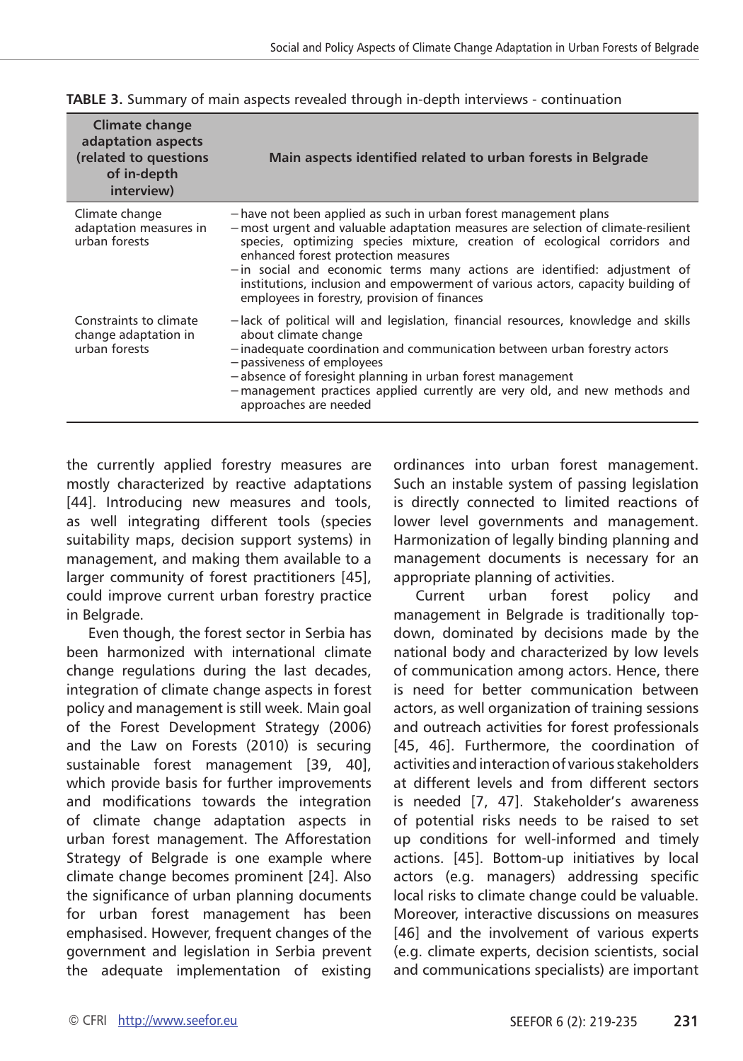**TABLE 3.** Summary of main aspects revealed through in-depth interviews - continuation

| Climate change adaptation aspects (related to questions of in-depth interview) | Main aspects identified related to urban forests in Belgrade |
|---|---|
| Climate change adaptation measures in urban forests | – have not been applied as such in urban forest management plans<br>– most urgent and valuable adaptation measures are selection of climate-resilient species, optimizing species mixture, creation of ecological corridors and enhanced forest protection measures<br>– in social and economic terms many actions are identified: adjustment of institutions, inclusion and empowerment of various actors, capacity building of employees in forestry, provision of finances |
| Constraints to climate change adaptation in urban forests | – lack of political will and legislation, financial resources, knowledge and skills about climate change<br>– inadequate coordination and communication between urban forestry actors<br>– passiveness of employees<br>– absence of foresight planning in urban forest management<br>– management practices applied currently are very old, and new methods and approaches are needed |

the currently applied forestry measures are mostly characterized by reactive adaptations [44]. Introducing new measures and tools, as well integrating different tools (species suitability maps, decision support systems) in management, and making them available to a larger community of forest practitioners [45], could improve current urban forestry practice in Belgrade.

Even though, the forest sector in Serbia has been harmonized with international climate change regulations during the last decades, integration of climate change aspects in forest policy and management is still week. Main goal of the Forest Development Strategy (2006) and the Law on Forests (2010) is securing sustainable forest management [39, 40], which provide basis for further improvements and modifications towards the integration of climate change adaptation aspects in urban forest management. The Afforestation Strategy of Belgrade is one example where climate change becomes prominent [24]. Also the significance of urban planning documents for urban forest management has been emphasised. However, frequent changes of the government and legislation in Serbia prevent the adequate implementation of existing ordinances into urban forest management. Such an instable system of passing legislation is directly connected to limited reactions of lower level governments and management. Harmonization of legally binding planning and management documents is necessary for an appropriate planning of activities.

Current urban forest policy and management in Belgrade is traditionally top-down, dominated by decisions made by the national body and characterized by low levels of communication among actors. Hence, there is need for better communication between actors, as well organization of training sessions and outreach activities for forest professionals [45, 46]. Furthermore, the coordination of activities and interaction of various stakeholders at different levels and from different sectors is needed [7, 47]. Stakeholder's awareness of potential risks needs to be raised to set up conditions for well-informed and timely actions. [45]. Bottom-up initiatives by local actors (e.g. managers) addressing specific local risks to climate change could be valuable. Moreover, interactive discussions on measures [46] and the involvement of various experts (e.g. climate experts, decision scientists, social and communications specialists) are important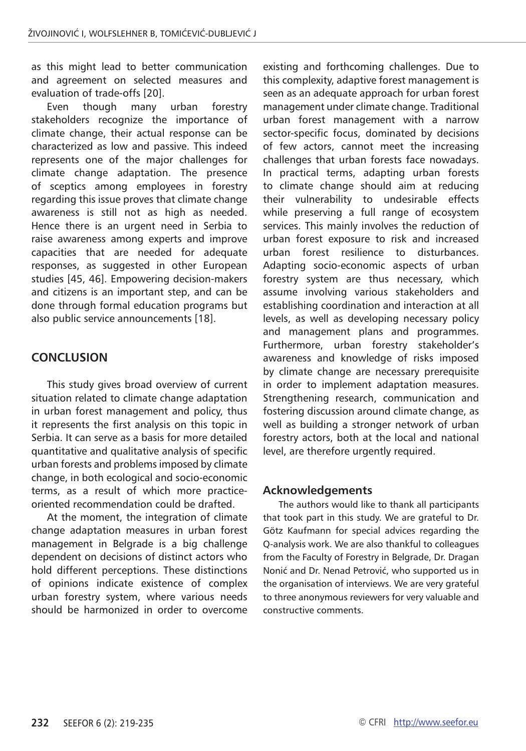as this might lead to better communication and agreement on selected measures and evaluation of trade-offs [20].

Even though many urban forestry stakeholders recognize the importance of climate change, their actual response can be characterized as low and passive. This indeed represents one of the major challenges for climate change adaptation. The presence of sceptics among employees in forestry regarding this issue proves that climate change awareness is still not as high as needed. Hence there is an urgent need in Serbia to raise awareness among experts and improve capacities that are needed for adequate responses, as suggested in other European studies [45, 46]. Empowering decision-makers and citizens is an important step, and can be done through formal education programs but also public service announcements [18].

## CONCLUSION

This study gives broad overview of current situation related to climate change adaptation in urban forest management and policy, thus it represents the first analysis on this topic in Serbia. It can serve as a basis for more detailed quantitative and qualitative analysis of specific urban forests and problems imposed by climate change, in both ecological and socio-economic terms, as a result of which more practice-oriented recommendation could be drafted.

At the moment, the integration of climate change adaptation measures in urban forest management in Belgrade is a big challenge dependent on decisions of distinct actors who hold different perceptions. These distinctions of opinions indicate existence of complex urban forestry system, where various needs should be harmonized in order to overcome existing and forthcoming challenges. Due to this complexity, adaptive forest management is seen as an adequate approach for urban forest management under climate change. Traditional urban forest management with a narrow sector-specific focus, dominated by decisions of few actors, cannot meet the increasing challenges that urban forests face nowadays. In practical terms, adapting urban forests to climate change should aim at reducing their vulnerability to undesirable effects while preserving a full range of ecosystem services. This mainly involves the reduction of urban forest exposure to risk and increased urban forest resilience to disturbances. Adapting socio-economic aspects of urban forestry system are thus necessary, which assume involving various stakeholders and establishing coordination and interaction at all levels, as well as developing necessary policy and management plans and programmes. Furthermore, urban forestry stakeholder's awareness and knowledge of risks imposed by climate change are necessary prerequisite in order to implement adaptation measures. Strengthening research, communication and fostering discussion around climate change, as well as building a stronger network of urban forestry actors, both at the local and national level, are therefore urgently required.

### Acknowledgements

The authors would like to thank all participants that took part in this study. We are grateful to Dr. Götz Kaufmann for special advices regarding the Q-analysis work. We are also thankful to colleagues from the Faculty of Forestry in Belgrade, Dr. Dragan Nonić and Dr. Nenad Petrović, who supported us in the organisation of interviews. We are very grateful to three anonymous reviewers for very valuable and constructive comments.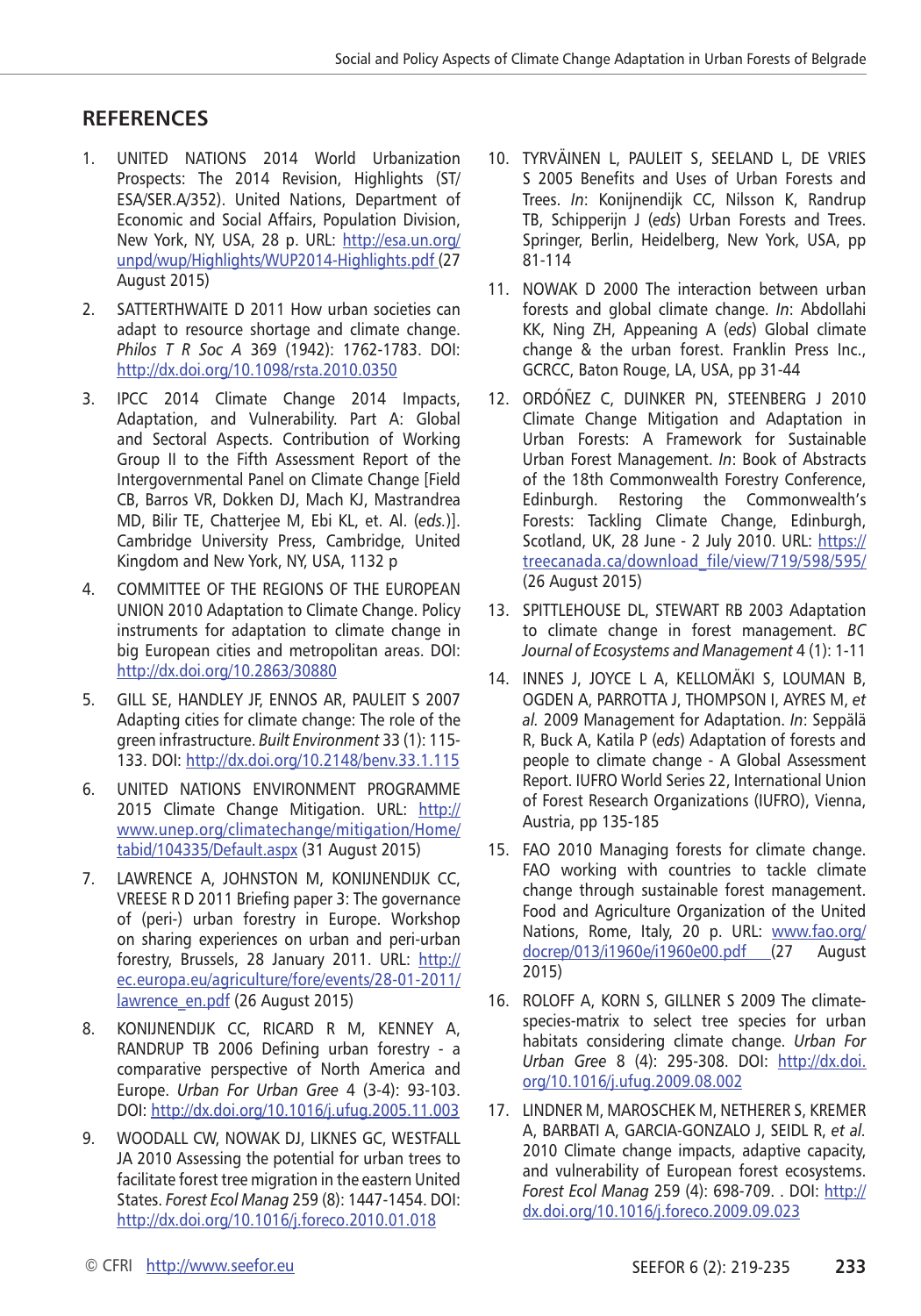## REFERENCES

1. UNITED NATIONS 2014 World Urbanization Prospects: The 2014 Revision, Highlights (ST/ESA/SER.A/352). United Nations, Department of Economic and Social Affairs, Population Division, New York, NY, USA, 28 p. URL: http://esa.un.org/unpd/wup/Highlights/WUP2014-Highlights.pdf (27 August 2015)

2. SATTERTHWAITE D 2011 How urban societies can adapt to resource shortage and climate change. *Philos T R Soc A* 369 (1942): 1762-1783. DOI: http://dx.doi.org/10.1098/rsta.2010.0350

3. IPCC 2014 Climate Change 2014 Impacts, Adaptation, and Vulnerability. Part A: Global and Sectoral Aspects. Contribution of Working Group II to the Fifth Assessment Report of the Intergovernmental Panel on Climate Change [Field CB, Barros VR, Dokken DJ, Mach KJ, Mastrandrea MD, Bilir TE, Chatterjee M, Ebi KL, et. Al. (*eds.*)]. Cambridge University Press, Cambridge, United Kingdom and New York, NY, USA, 1132 p

4. COMMITTEE OF THE REGIONS OF THE EUROPEAN UNION 2010 Adaptation to Climate Change. Policy instruments for adaptation to climate change in big European cities and metropolitan areas. DOI: http://dx.doi.org/10.2863/30880

5. GILL SE, HANDLEY JF, ENNOS AR, PAULEIT S 2007 Adapting cities for climate change: The role of the green infrastructure. *Built Environment* 33 (1): 115-133. DOI: http://dx.doi.org/10.2148/benv.33.1.115

6. UNITED NATIONS ENVIRONMENT PROGRAMME 2015 Climate Change Mitigation. URL: http://www.unep.org/climatechange/mitigation/Home/tabid/104335/Default.aspx (31 August 2015)

7. LAWRENCE A, JOHNSTON M, KONIJNENDIJK CC, VREESE R D 2011 Briefing paper 3: The governance of (peri-) urban forestry in Europe. Workshop on sharing experiences on urban and peri-urban forestry, Brussels, 28 January 2011. URL: http://ec.europa.eu/agriculture/fore/events/28-01-2011/lawrence_en.pdf (26 August 2015)

8. KONIJNENDIJK CC, RICARD R M, KENNEY A, RANDRUP TB 2006 Defining urban forestry - a comparative perspective of North America and Europe. *Urban For Urban Gree* 4 (3-4): 93-103. DOI: http://dx.doi.org/10.1016/j.ufug.2005.11.003

9. WOODALL CW, NOWAK DJ, LIKNES GC, WESTFALL JA 2010 Assessing the potential for urban trees to facilitate forest tree migration in the eastern United States. *Forest Ecol Manag* 259 (8): 1447-1454. DOI: http://dx.doi.org/10.1016/j.foreco.2010.01.018

10. TYRVÄINEN L, PAULEIT S, SEELAND L, DE VRIES S 2005 Benefits and Uses of Urban Forests and Trees. *In*: Konijnendijk CC, Nilsson K, Randrup TB, Schipperijn J (*eds*) Urban Forests and Trees. Springer, Berlin, Heidelberg, New York, USA, pp 81-114

11. NOWAK D 2000 The interaction between urban forests and global climate change. *In*: Abdollahi KK, Ning ZH, Appeaing A (*eds*) Global climate change & the urban forest. Franklin Press Inc., GCRCC, Baton Rouge, LA, USA, pp 31-44

12. ORDÓÑEZ C, DUINKER PN, STEENBERG J 2010 Climate Change Mitigation and Adaptation in Urban Forests: A Framework for Sustainable Urban Forest Management. *In*: Book of Abstracts of the 18th Commonwealth Forestry Conference, Edinburgh. Restoring the Commonwealth's Forests: Tackling Climate Change, Edinburgh, Scotland, UK, 28 June - 2 July 2010. URL: https://treecanada.ca/download_file/view/719/598/595/ (26 August 2015)

13. SPITTLEHOUSE DL, STEWART RB 2003 Adaptation to climate change in forest management. *BC Journal of Ecosystems and Management* 4 (1): 1-11

14. INNES J, JOYCE L A, KELLOMÄKI S, LOUMAN B, OGDEN A, PARROTTA J, THOMPSON I, AYRES M, *et al.* 2009 Management for Adaptation. *In*: Seppälä R, Buck A, Katila P (*eds*) Adaptation of forests and people to climate change - A Global Assessment Report. IUFRO World Series 22, International Union of Forest Research Organizations (IUFRO), Vienna, Austria, pp 135-185

15. FAO 2010 Managing forests for climate change. FAO working with countries to tackle climate change through sustainable forest management. Food and Agriculture Organization of the United Nations, Rome, Italy, 20 p. URL: www.fao.org/docrep/013/i1960e/i1960e00.pdf (27 August 2015)

16. ROLOFF A, KORN S, GILLNER S 2009 The climate-species-matrix to select tree species for urban habitats considering climate change. *Urban For Urban Gree* 8 (4): 295-308. DOI: http://dx.doi.org/10.1016/j.ufug.2009.08.002

17. LINDNER M, MAROSCHEK M, NETHERER S, KREMER A, BARBATI A, GARCIA-GONZALO J, SEIDL R, *et al.* 2010 Climate change impacts, adaptive capacity, and vulnerability of European forest ecosystems. *Forest Ecol Manag* 259 (4): 698-709. . DOI: http://dx.doi.org/10.1016/j.foreco.2009.09.023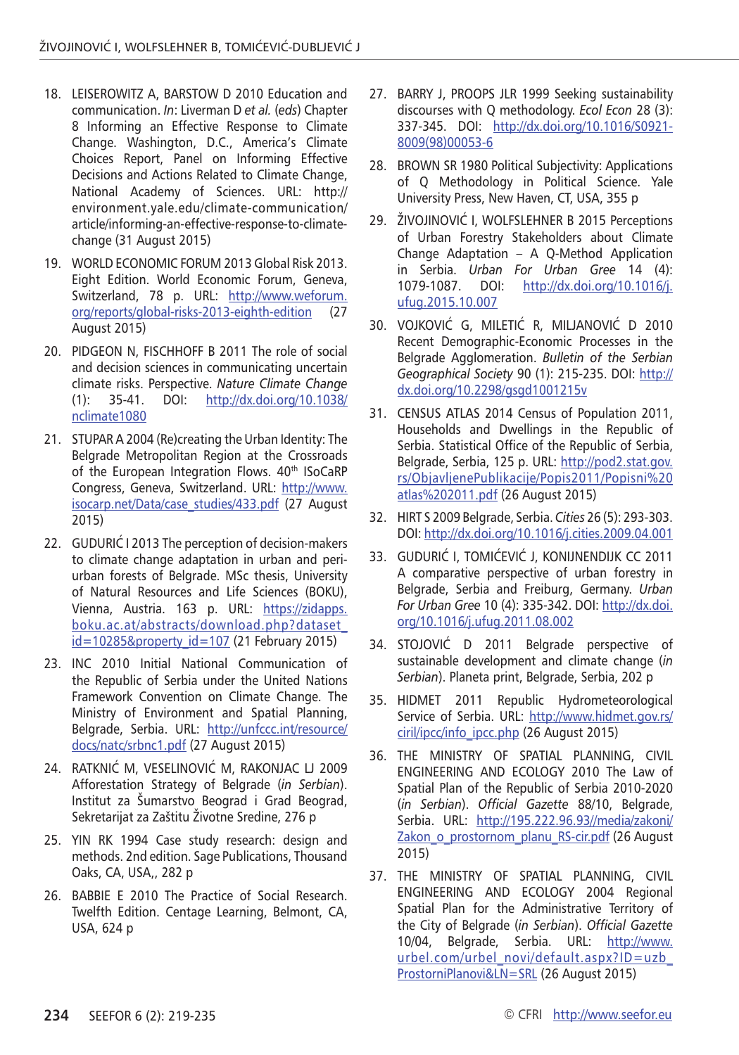18. LEISEROWITZ A, BARSTOW D 2010 Education and communication. *In*: Liverman D *et al.* (*eds*) Chapter 8 Informing an Effective Response to Climate Change. Washington, D.C., America's Climate Choices Report, Panel on Informing Effective Decisions and Actions Related to Climate Change, National Academy of Sciences. URL: http://environment.yale.edu/climate-communication/article/informing-an-effective-response-to-climate-change (31 August 2015)

19. WORLD ECONOMIC FORUM 2013 Global Risk 2013. Eight Edition. World Economic Forum, Geneva, Switzerland, 78 p. URL: http://www.weforum.org/reports/global-risks-2013-eighth-edition (27 August 2015)

20. PIDGEON N, FISCHHOFF B 2011 The role of social and decision sciences in communicating uncertain climate risks. Perspective. *Nature Climate Change* (1): 35-41. DOI: http://dx.doi.org/10.1038/nclimate1080

21. STUPAR A 2004 (Re)creating the Urban Identity: The Belgrade Metropolitan Region at the Crossroads of the European Integration Flows. 40th ISoCaRP Congress, Geneva, Switzerland. URL: http://www.isocarp.net/Data/case_studies/433.pdf (27 August 2015)

22. GUDURIĆ I 2013 The perception of decision-makers to climate change adaptation in urban and peri-urban forests of Belgrade. MSc thesis, University of Natural Resources and Life Sciences (BOKU), Vienna, Austria. 163 p. URL: https://zidapps.boku.ac.at/abstracts/download.php?dataset_id=10285&property_id=107 (21 February 2015)

23. INC 2010 Initial National Communication of the Republic of Serbia under the United Nations Framework Convention on Climate Change. The Ministry of Environment and Spatial Planning, Belgrade, Serbia. URL: http://unfccc.int/resource/docs/natc/srbnc1.pdf (27 August 2015)

24. RATKNIĆ M, VESELINOVIĆ M, RAKONJAC LJ 2009 Afforestation Strategy of Belgrade (*in Serbian*). Institut za Šumarstvo Beograd i Grad Beograd, Sekretarijat za Zaštitu Životne Sredine, 276 p

25. YIN RK 1994 Case study research: design and methods. 2nd edition. Sage Publications, Thousand Oaks, CA, USA,, 282 p

26. BABBIE E 2010 The Practice of Social Research. Twelfth Edition. Centage Learning, Belmont, CA, USA, 624 p

27. BARRY J, PROOPS JLR 1999 Seeking sustainability discourses with Q methodology. *Ecol Econ* 28 (3): 337-345. DOI: http://dx.doi.org/10.1016/S0921-8009(98)00053-6

28. BROWN SR 1980 Political Subjectivity: Applications of Q Methodology in Political Science. Yale University Press, New Haven, CT, USA, 355 p

29. ŽIVOJINOVIĆ I, WOLFSLEHNER B 2015 Perceptions of Urban Forestry Stakeholders about Climate Change Adaptation – A Q-Method Application in Serbia. *Urban For Urban Gree* 14 (4): 1079-1087. DOI: http://dx.doi.org/10.1016/j.ufug.2015.10.007

30. VOJKOVIĆ G, MILETIĆ R, MILJANOVIĆ D 2010 Recent Demographic-Economic Processes in the Belgrade Agglomeration. *Bulletin of the Serbian Geographical Society* 90 (1): 215-235. DOI: http://dx.doi.org/10.2298/gsgd1001215v

31. CENSUS ATLAS 2014 Census of Population 2011, Households and Dwellings in the Republic of Serbia. Statistical Office of the Republic of Serbia, Belgrade, Serbia, 125 p. URL: http://pod2.stat.gov.rs/ObjavljenePublikacije/Popis2011/Popisni%20atlas%202011.pdf (26 August 2015)

32. HIRT S 2009 Belgrade, Serbia. *Cities* 26 (5): 293-303. DOI: http://dx.doi.org/10.1016/j.cities.2009.04.001

33. GUDURIĆ I, TOMIĆEVIĆ J, KONIJNENDIJK CC 2011 A comparative perspective of urban forestry in Belgrade, Serbia and Freiburg, Germany. *Urban For Urban Gree* 10 (4): 335-342. DOI: http://dx.doi.org/10.1016/j.ufug.2011.08.002

34. STOJOVIĆ D 2011 Belgrade perspective of sustainable development and climate change (*in Serbian*). Planeta print, Belgrade, Serbia, 202 p

35. HIDMET 2011 Republic Hydrometeorological Service of Serbia. URL: http://www.hidmet.gov.rs/ciril/ipcc/info_ipcc.php (26 August 2015)

36. THE MINISTRY OF SPATIAL PLANNING, CIVIL ENGINEERING AND ECOLOGY 2010 The Law of Spatial Plan of the Republic of Serbia 2010-2020 (*in Serbian*). *Official Gazette* 88/10, Belgrade, Serbia. URL: http://195.222.96.93//media/zakoni/Zakon_o_prostornom_planu_RS-cir.pdf (26 August 2015)

37. THE MINISTRY OF SPATIAL PLANNING, CIVIL ENGINEERING AND ECOLOGY 2004 Regional Spatial Plan for the Administrative Territory of the City of Belgrade (*in Serbian*). *Official Gazette* 10/04, Belgrade, Serbia. URL: http://www.urbel.com/urbel_novi/default.aspx?ID=uzb_ProstorniPlanovi&LN=SRL (26 August 2015)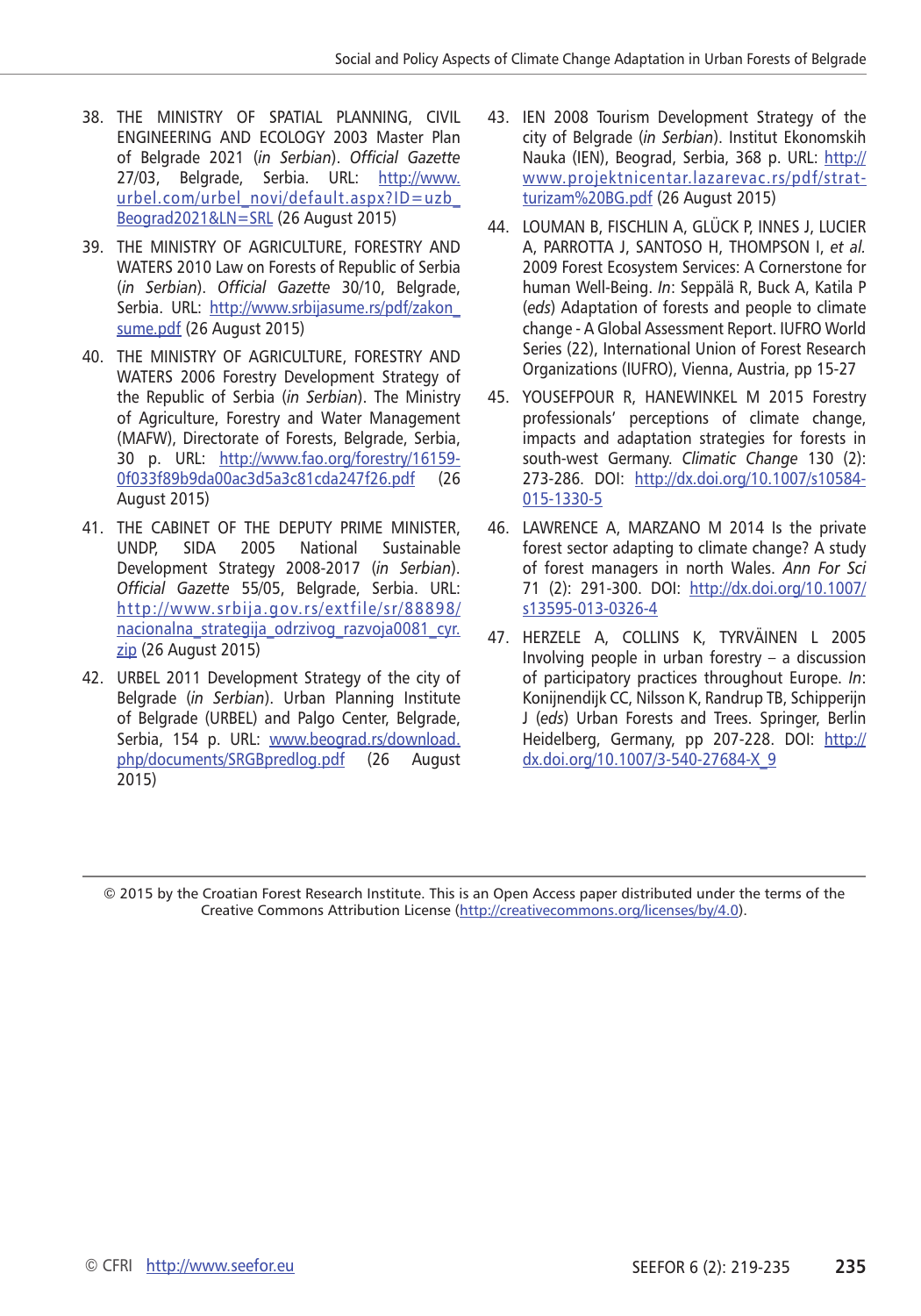38. THE MINISTRY OF SPATIAL PLANNING, CIVIL ENGINEERING AND ECOLOGY 2003 Master Plan of Belgrade 2021 (*in Serbian*). *Official Gazette* 27/03, Belgrade, Serbia. URL: http://www.urbel.com/urbel_novi/default.aspx?ID=uzb_Beograd2021&LN=SRL (26 August 2015)
39. THE MINISTRY OF AGRICULTURE, FORESTRY AND WATERS 2010 Law on Forests of Republic of Serbia (*in Serbian*). *Official Gazette* 30/10, Belgrade, Serbia. URL: http://www.srbijasume.rs/pdf/zakon_sume.pdf (26 August 2015)
40. THE MINISTRY OF AGRICULTURE, FORESTRY AND WATERS 2006 Forestry Development Strategy of the Republic of Serbia (*in Serbian*). The Ministry of Agriculture, Forestry and Water Management (MAFW), Directorate of Forests, Belgrade, Serbia, 30 p. URL: http://www.fao.org/forestry/16159-0f033f89b9da00ac3d5a3c81cda247f26.pdf (26 August 2015)
41. THE CABINET OF THE DEPUTY PRIME MINISTER, UNDP, SIDA 2005 National Sustainable Development Strategy 2008-2017 (*in Serbian*). *Official Gazette* 55/05, Belgrade, Serbia. URL: http://www.srbija.gov.rs/extfile/sr/88898/nacionalna_strategija_odrzivog_razvoja0081_cyr.zip (26 August 2015)
42. URBEL 2011 Development Strategy of the city of Belgrade (*in Serbian*). Urban Planning Institute of Belgrade (URBEL) and Palgo Center, Belgrade, Serbia, 154 p. URL: www.beograd.rs/download.php/documents/SRGBpredlog.pdf (26 August 2015)
43. IEN 2008 Tourism Development Strategy of the city of Belgrade (*in Serbian*). Institut Ekonomskih Nauka (IEN), Beograd, Serbia, 368 p. URL: http://www.projektnicentar.lazarevac.rs/pdf/strat-turizam%20BG.pdf (26 August 2015)
44. LOUMAN B, FISCHLIN A, GLÜCK P, INNES J, LUCIER A, PARROTTA J, SANTOSO H, THOMPSON I, *et al.* 2009 Forest Ecosystem Services: A Cornerstone for human Well-Being. *In*: Seppälä R, Buck A, Katila P (*eds*) Adaptation of forests and people to climate change - A Global Assessment Report. IUFRO World Series (22), International Union of Forest Research Organizations (IUFRO), Vienna, Austria, pp 15-27
45. YOUSEFPOUR R, HANEWINKEL M 2015 Forestry professionals' perceptions of climate change, impacts and adaptation strategies for forests in south-west Germany. *Climatic Change* 130 (2): 273-286. DOI: http://dx.doi.org/10.1007/s10584-015-1330-5
46. LAWRENCE A, MARZANO M 2014 Is the private forest sector adapting to climate change? A study of forest managers in north Wales. *Ann For Sci* 71 (2): 291-300. DOI: http://dx.doi.org/10.1007/s13595-013-0326-4
47. HERZELE A, COLLINS K, TYRVÄINEN L 2005 Involving people in urban forestry – a discussion of participatory practices throughout Europe. *In*: Konijnendijk CC, Nilsson K, Randrup TB, Schipperijn J (*eds*) Urban Forests and Trees. Springer, Berlin Heidelberg, Germany, pp 207-228. DOI: http://dx.doi.org/10.1007/3-540-27684-X_9

© 2015 by the Croatian Forest Research Institute. This is an Open Access paper distributed under the terms of the Creative Commons Attribution License (http://creativecommons.org/licenses/by/4.0).